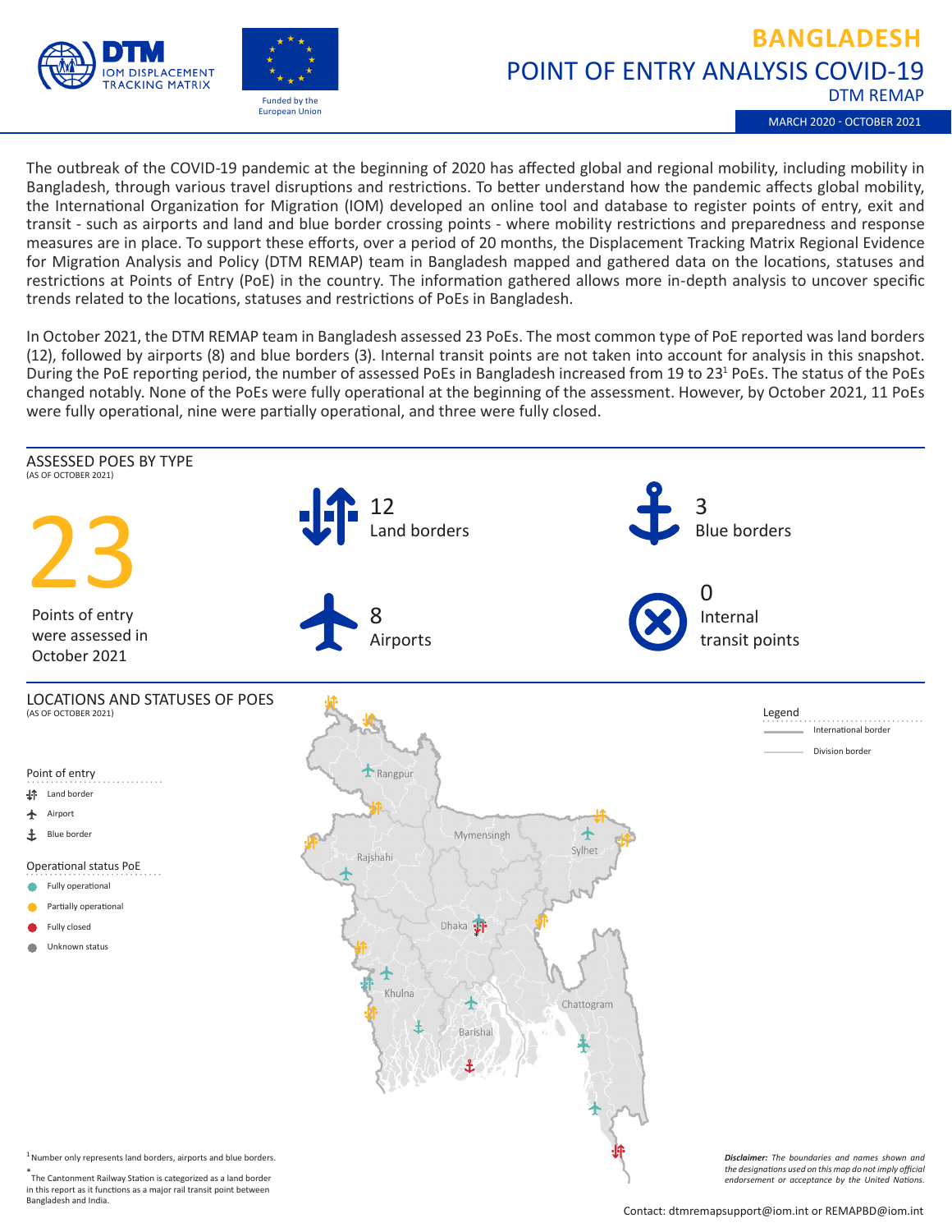# BANGLADESH

## POINT OF ENTRY ANALYSIS COVID-19

DTM REMAP

MARCH 2020 - OCTOBER 2021

DTM IOM DISPLACEMENT TRACKING MATRIX

Funded by the European Union

The outbreak of the COVID-19 pandemic at the beginning of 2020 has affected global and regional mobility, including mobility in Bangladesh, through various travel disruptions and restrictions. To better understand how the pandemic affects global mobility, the International Organization for Migration (IOM) developed an online tool and database to register points of entry, exit and transit - such as airports and land and blue border crossing points - where mobility restrictions and preparedness and response measures are in place. To support these efforts, over a period of 20 months, the Displacement Tracking Matrix Regional Evidence for Migration Analysis and Policy (DTM REMAP) team in Bangladesh mapped and gathered data on the locations, statuses and restrictions at Points of Entry (PoE) in the country. The information gathered allows more in-depth analysis to uncover specific trends related to the locations, statuses and restrictions of PoEs in Bangladesh.

In October 2021, the DTM REMAP team in Bangladesh assessed 23 PoEs. The most common type of PoE reported was land borders (12), followed by airports (8) and blue borders (3). Internal transit points are not taken into account for analysis in this snapshot. During the PoE reporting period, the number of assessed PoEs in Bangladesh increased from 19 to 23[1] PoEs. The status of the PoEs changed notably. None of the PoEs were fully operational at the beginning of the assessment. However, by October 2021, 11 PoEs were fully operational, nine were partially operational, and three were fully closed.

### ASSESSED POES BY TYPE
(AS OF OCTOBER 2021)

**23** Points of entry were assessed in October 2021

- 12 Land borders
- 3 Blue borders
- 8 Airports
- 0 Internal transit points

### LOCATIONS AND STATUSES OF POES
(AS OF OCTOBER 2021)

Point of entry
- Land border
- Airport
- Blue border

Operational status PoE
- Fully operational
- Partially operational
- Fully closed
- Unknown status

Legend
- International border
- Division border

Rangpur, Rajshahi, Mymensingh, Sylhet, Dhaka, Khulna, Barishal, Chattogram

[1] Number only represents land borders, airports and blue borders.

* The Cantonment Railway Station is categorized as a land border in this report as it functions as a major rail transit point between Bangladesh and India.

*Disclaimer: The boundaries and names shown and the designations used on this map do not imply official endorsement or acceptance by the United Nations.*

Contact: dtmremapsupport@iom.int or REMAPBD@iom.int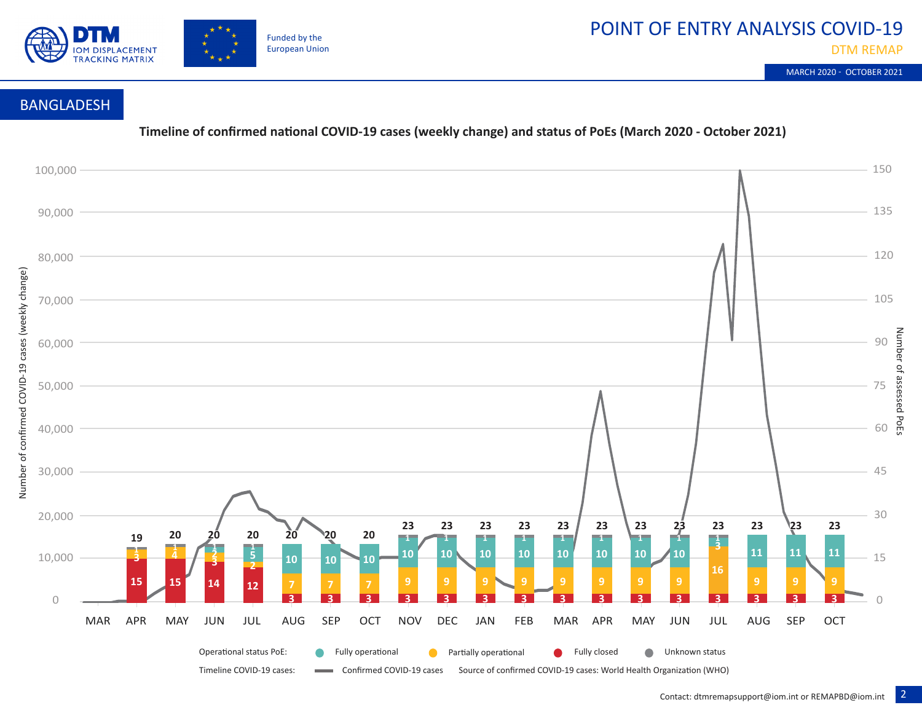# POINT OF ENTRY ANALYSIS COVID-19

DTM REMAP

MARCH 2020 - OCTOBER 2021

## BANGLADESH

### Timeline of confirmed national COVID-19 cases (weekly change) and status of PoEs (March 2020 - October 2021)

| Month | Total PoEs | Fully operational | Partially operational | Fully closed | Unknown status |
|---|---|---|---|---|---|
| APR | 19 | | 3 | 15 | 1 |
| MAY | 20 | | 4 | 15 | 1 |
| JUN | 20 | 2 | 3 | 14 | 1 |
| JUL | 20 | 5 | 2 | 12 | 1 |
| AUG | 20 | 10 | 7 | 3 | |
| SEP | 20 | 10 | 7 | 3 | |
| OCT | 20 | 10 | 7 | 3 | |
| NOV | 23 | 10 | 9 | 3 | 1 |
| DEC | 23 | 10 | 9 | 3 | 1 |
| JAN | 23 | 10 | 9 | 3 | 1 |
| FEB | 23 | 10 | 9 | 3 | 1 |
| MAR | 23 | 10 | 9 | 3 | 1 |
| APR | 23 | 10 | 9 | 3 | 1 |
| MAY | 23 | 10 | 9 | 3 | 1 |
| JUN | 23 | 10 | 9 | 3 | 1 |
| JUL | 23 | 3 | 16 | 3 | 1 |
| AUG | 23 | 11 | 9 | 3 | |
| SEP | 23 | 11 | 9 | 3 | |
| OCT | 23 | 11 | 9 | 3 | |

Operational status PoE: Fully operational, Partially operational, Fully closed, Unknown status

Timeline COVID-19 cases: Confirmed COVID-19 cases. Source of confirmed COVID-19 cases: World Health Organization (WHO)

Contact: dtmremapsupport@iom.int or REMAPBD@iom.int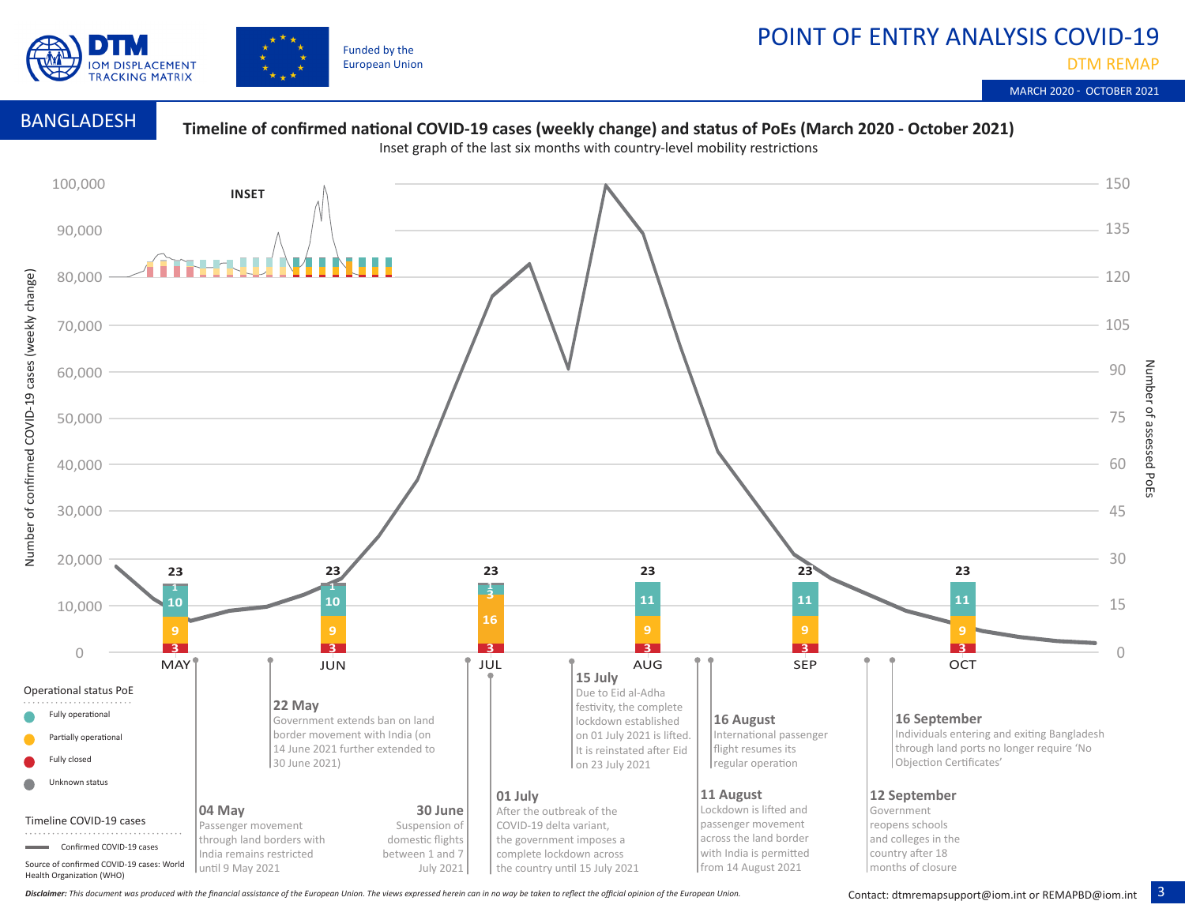# POINT OF ENTRY ANALYSIS COVID-19

DTM REMAP

MARCH 2020 - OCTOBER 2021

Funded by the European Union

## BANGLADESH

### Timeline of confirmed national COVID-19 cases (weekly change) and status of PoEs (March 2020 - October 2021)

Inset graph of the last six months with country-level mobility restrictions

INSET

Number of confirmed COVID-19 cases (weekly change)

100,000
90,000
80,000
70,000
60,000
50,000
40,000
30,000
20,000
10,000
0

Number of assessed PoEs

150
135
120
105
90
75
60
45
30
15
0

MAY: 23 (1, 10, 9, 3)
JUN: 23 (1, 10, 9, 3)
JUL: 23 (1, 3, 16, 3)
AUG: 23 (11, 9, 3)
SEP: 23 (11, 9, 3)
OCT: 23 (11, 9, 3)

**04 May**
Passenger movement through land borders with India remains restricted until 9 May 2021

**22 May**
Government extends ban on land border movement with India (on 14 June 2021 further extended to 30 June 2021)

**30 June**
Suspension of domestic flights between 1 and 7 July 2021

**01 July**
After the outbreak of the COVID-19 delta variant, the government imposes a complete lockdown across the country until 15 July 2021

**15 July**
Due to Eid al-Adha festivity, the complete lockdown established on 01 July 2021 is lifted. It is reinstated after Eid on 23 July 2021

**11 August**
Lockdown is lifted and passenger movement across the land border with India is permitted from 14 August 2021

**16 August**
International passenger flight resumes its regular operation

**12 September**
Government reopens schools and colleges in the country after 18 months of closure

**16 September**
Individuals entering and exiting Bangladesh through land ports no longer require 'No Objection Certificates'

Operational status PoE
- Fully operational
- Partially operational
- Fully closed
- Unknown status

Timeline COVID-19 cases
- Confirmed COVID-19 cases

Source of confirmed COVID-19 cases: World Health Organization (WHO)

***Disclaimer:*** *This document was produced with the financial assistance of the European Union. The views expressed herein can in no way be taken to reflect the official opinion of the European Union.*

Contact: dtmremapsupport@iom.int or REMAPBD@iom.int